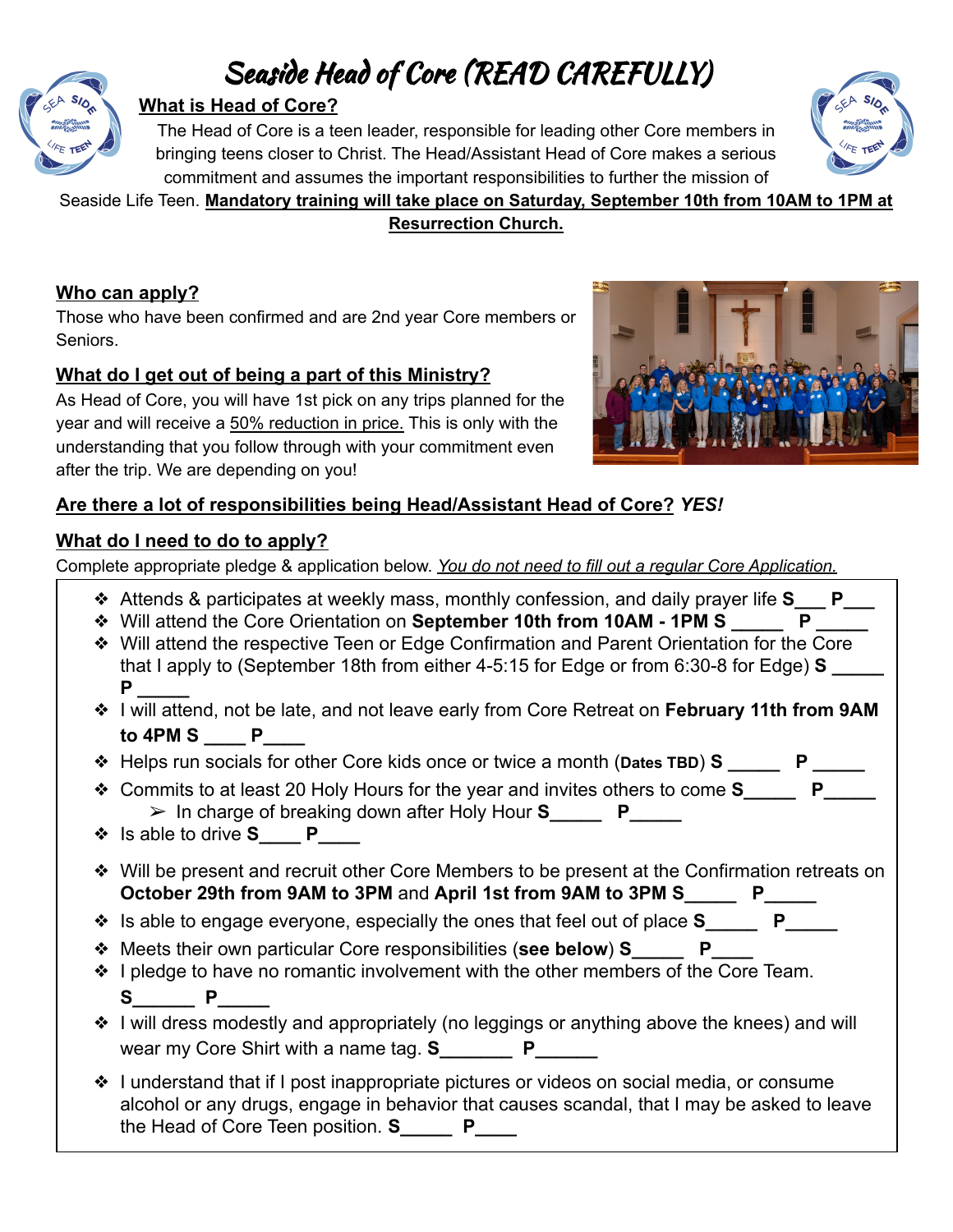# Seaside Head of Core (READ CAREFULLY)

## What is Head of Core?

The Head of Core is a teen leader, responsible for leading other Core members in bringing teens closer to Christ. The Head/Assistant Head of Core makes a serious commitment and assumes the important responsibilities to further the mission of Seaside Life Teen. **Mandatory training will take place on Saturday, September 10th from 10AM to 1PM at Resurrection Church.**

## Who can apply?

Those who have been confirmed and are 2nd year Core members or Seniors.

## What do I get out of being a part of this Ministry?

As Head of Core, you will have 1st pick on any trips planned for the year and will receive a 50% reduction in price. This is only with the understanding that you follow through with your commitment even after the trip. We are depending on you!

## Are there a lot of responsibilities being Head/Assistant Head of Core? *YES!*

## What do I need to do to apply?

Complete appropriate pledge & application below. *You do not need to fill out a regular Core Application.*

- Attends & participates at weekly mass, monthly confession, and daily prayer life **S**___ **P**___
- Will attend the Core Orientation on **September 10th from 10AM - 1PM S** _____ **P** _____
- Will attend the respective Teen or Edge Confirmation and Parent Orientation for the Core that I apply to (September 18th from either 4-5:15 for Edge or from 6:30-8 for Edge) **S** _____ **P** _____
- I will attend, not be late, and not leave early from Core Retreat on **February 11th from 9AM to 4PM S** ____ **P**____
- Helps run socials for other Core kids once or twice a month (**Dates TBD**) **S** _____ **P** _____
- Commits to at least 20 Holy Hours for the year and invites others to come **S**_____ **P**_____
  - In charge of breaking down after Holy Hour **S**_____ **P**_____
- Is able to drive **S**____ **P**____
- Will be present and recruit other Core Members to be present at the Confirmation retreats on **October 29th from 9AM to 3PM** and **April 1st from 9AM to 3PM S**_____ **P**_____
- Is able to engage everyone, especially the ones that feel out of place **S**_____ **P**_____
- Meets their own particular Core responsibilities (**see below**) **S**_____ **P**____
- I pledge to have no romantic involvement with the other members of the Core Team. **S**______ **P**_____
- I will dress modestly and appropriately (no leggings or anything above the knees) and will wear my Core Shirt with a name tag. **S**_______ **P**______
- I understand that if I post inappropriate pictures or videos on social media, or consume alcohol or any drugs, engage in behavior that causes scandal, that I may be asked to leave the Head of Core Teen position. **S**_____ **P**____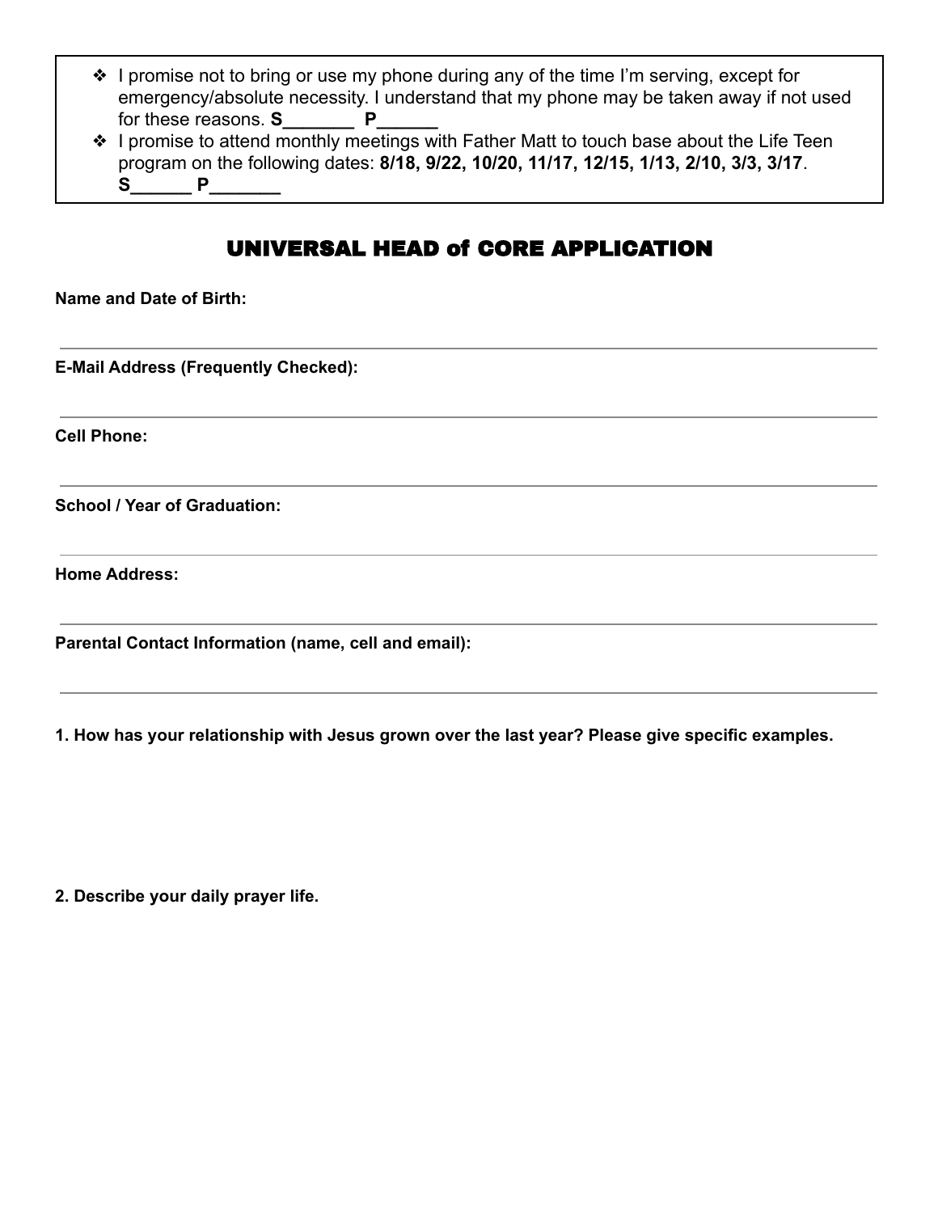- ❖ I promise not to bring or use my phone during any of the time I'm serving, except for emergency/absolute necessity. I understand that my phone may be taken away if not used for these reasons. **S_______ P______**
- ❖ I promise to attend monthly meetings with Father Matt to touch base about the Life Teen program on the following dates: **8/18, 9/22, 10/20, 11/17, 12/15, 1/13, 2/10, 3/3, 3/17**. **S______ P_______**

## UNIVERSAL HEAD of CORE APPLICATION

**Name and Date of Birth:**

---

**E-Mail Address (Frequently Checked):**

---

**Cell Phone:**

---

**School / Year of Graduation:**

---

**Home Address:**

---

**Parental Contact Information (name, cell and email):**

---

**1. How has your relationship with Jesus grown over the last year? Please give specific examples.**

**2. Describe your daily prayer life.**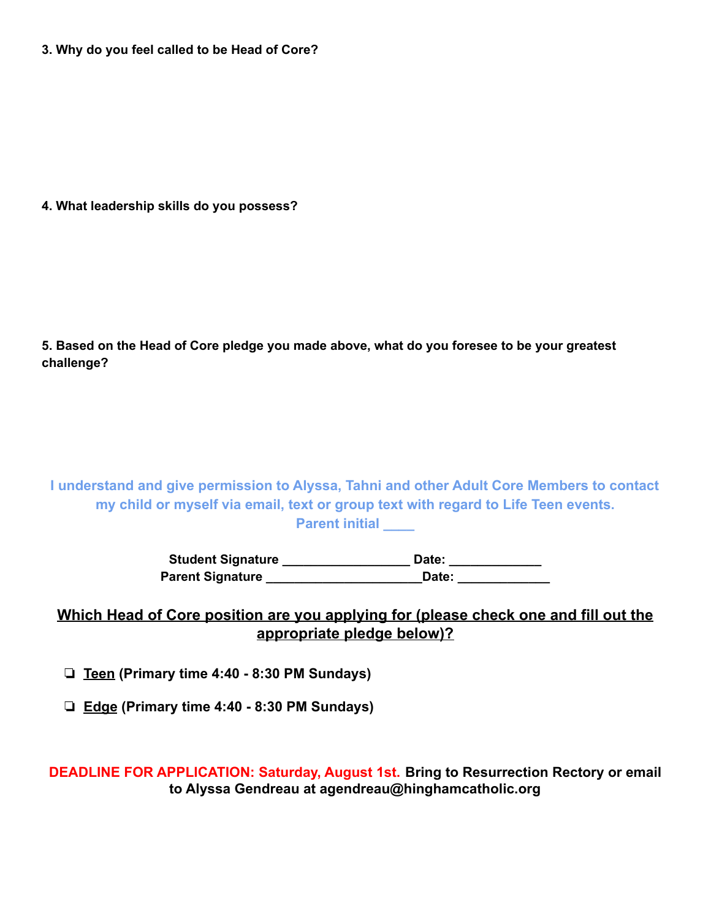**3. Why do you feel called to be Head of Core?**

**4. What leadership skills do you possess?**

**5. Based on the Head of Core pledge you made above, what do you foresee to be your greatest challenge?**

**I understand and give permission to Alyssa, Tahni and other Adult Core Members to contact my child or myself via email, text or group text with regard to Life Teen events.**
**Parent initial ____**

**Student Signature _________________ Date: ____________**
**Parent Signature _____________________Date: ____________**

**Which Head of Core position are you applying for (please check one and fill out the appropriate pledge below)?**

- ❏ **Teen (Primary time 4:40 - 8:30 PM Sundays)**
- ❏ **Edge (Primary time 4:40 - 8:30 PM Sundays)**

**DEADLINE FOR APPLICATION: Saturday, August 1st. Bring to Resurrection Rectory or email to Alyssa Gendreau at agendreau@hinghamcatholic.org**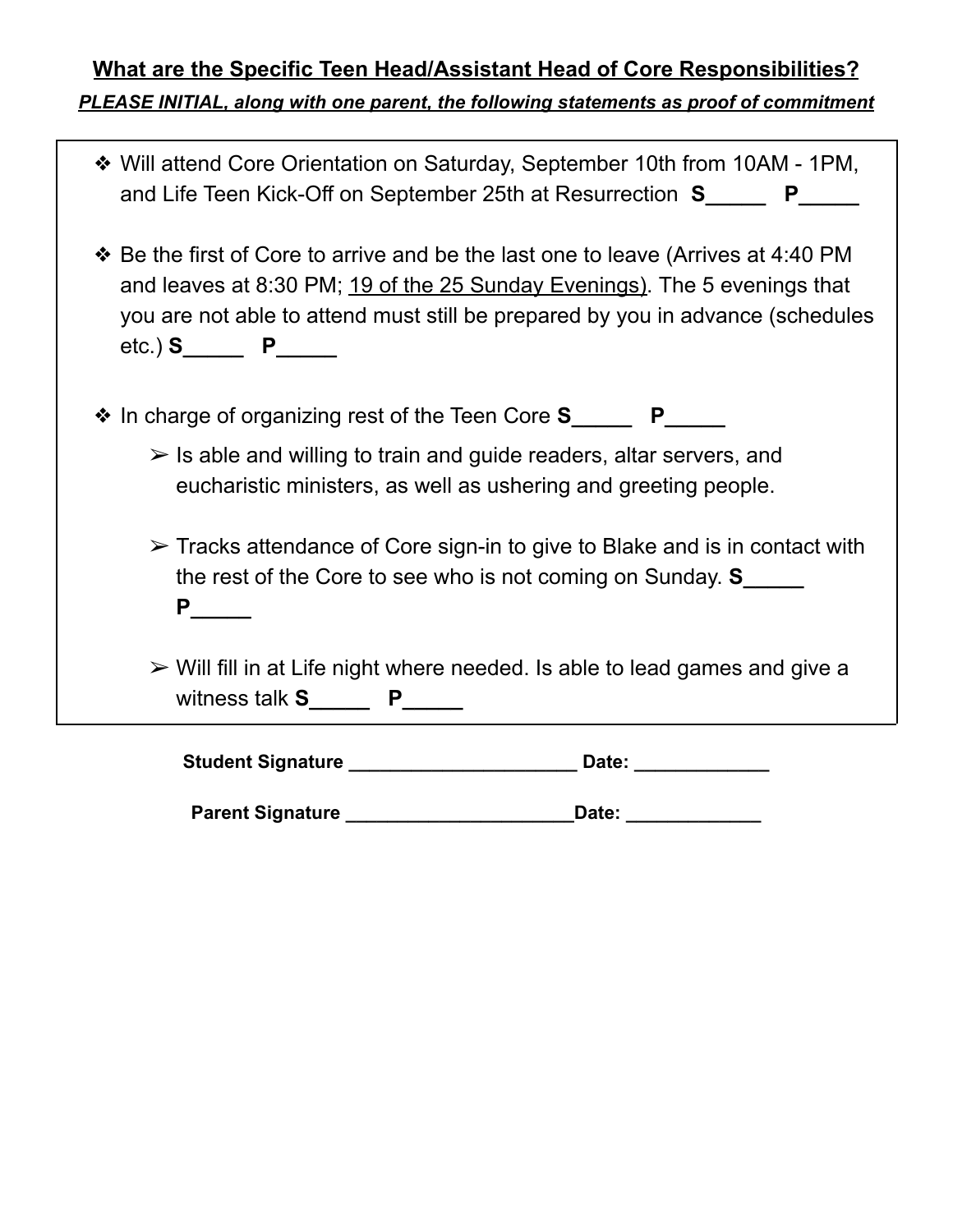## **What are the Specific Teen Head/Assistant Head of Core Responsibilities?**

***PLEASE INITIAL, along with one parent, the following statements as proof of commitment***

- Will attend Core Orientation on Saturday, September 10th from 10AM - 1PM, and Life Teen Kick-Off on September 25th at Resurrection **S_____ P_____**
- Be the first of Core to arrive and be the last one to leave (Arrives at 4:40 PM and leaves at 8:30 PM; 19 of the 25 Sunday Evenings). The 5 evenings that you are not able to attend must still be prepared by you in advance (schedules etc.) **S_____ P_____**
- In charge of organizing rest of the Teen Core **S_____ P_____**
  - Is able and willing to train and guide readers, altar servers, and eucharistic ministers, as well as ushering and greeting people.
  - Tracks attendance of Core sign-in to give to Blake and is in contact with the rest of the Core to see who is not coming on Sunday. **S_____ P_____**
  - Will fill in at Life night where needed. Is able to lead games and give a witness talk **S_____ P_____**

**Student Signature ______________________ Date: _____________**

**Parent Signature ______________________ Date: _____________**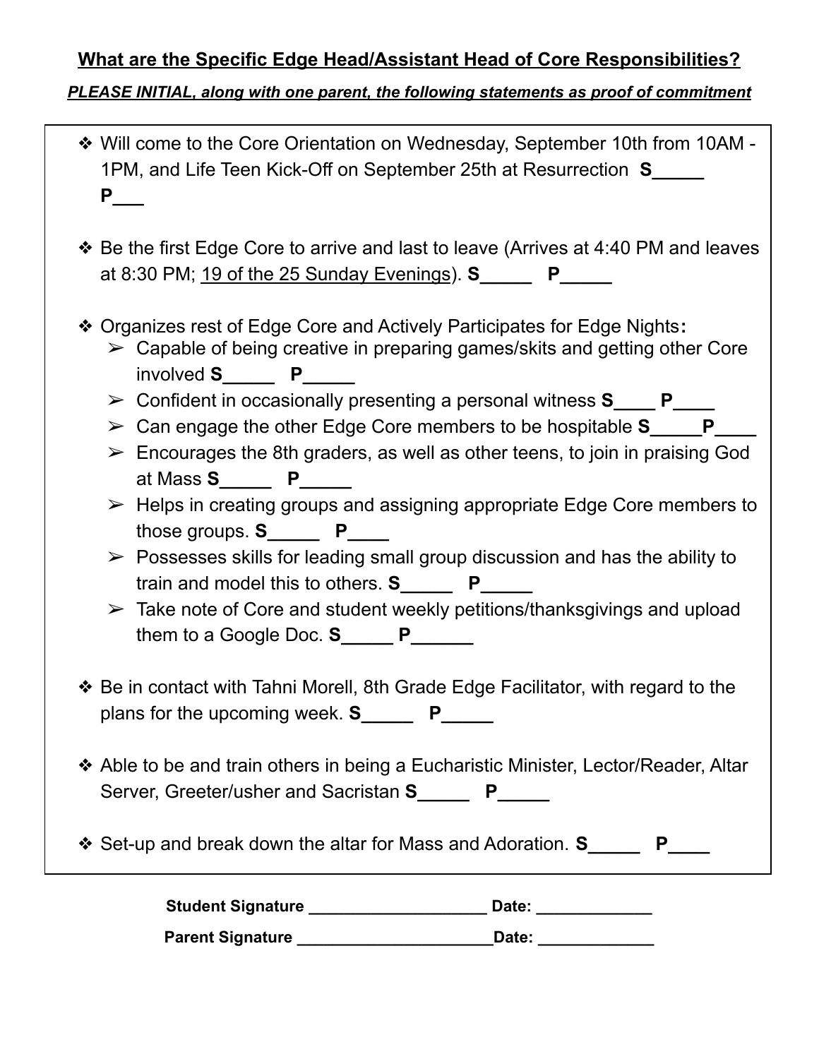**<u>What are the Specific Edge Head/Assistant Head of Core Responsibilities?</u>**

***<u>PLEASE INITIAL, along with one parent, the following statements as proof of commitment</u>***

- Will come to the Core Orientation on Wednesday, September 10th from 10AM - 1PM, and Life Teen Kick-Off on September 25th at Resurrection **S_____ P___**
- Be the first Edge Core to arrive and last to leave (Arrives at 4:40 PM and leaves at 8:30 PM; <u>19 of the 25 Sunday Evenings</u>). **S_____ P_____**
- Organizes rest of Edge Core and Actively Participates for Edge Nights**:**
  - Capable of being creative in preparing games/skits and getting other Core involved **S_____ P_____**
  - Confident in occasionally presenting a personal witness **S____ P____**
  - Can engage the other Edge Core members to be hospitable **S_____P____**
  - Encourages the 8th graders, as well as other teens, to join in praising God at Mass **S_____ P_____**
  - Helps in creating groups and assigning appropriate Edge Core members to those groups. **S_____ P____**
  - Possesses skills for leading small group discussion and has the ability to train and model this to others. **S_____ P_____**
  - Take note of Core and student weekly petitions/thanksgivings and upload them to a Google Doc. **S_____ P______**
- Be in contact with Tahni Morell, 8th Grade Edge Facilitator, with regard to the plans for the upcoming week. **S_____ P_____**
- Able to be and train others in being a Eucharistic Minister, Lector/Reader, Altar Server, Greeter/usher and Sacristan **S_____ P_____**
- Set-up and break down the altar for Mass and Adoration. **S_____ P____**

**Student Signature ____________________ Date: _____________**

**Parent Signature ______________________Date: _____________**